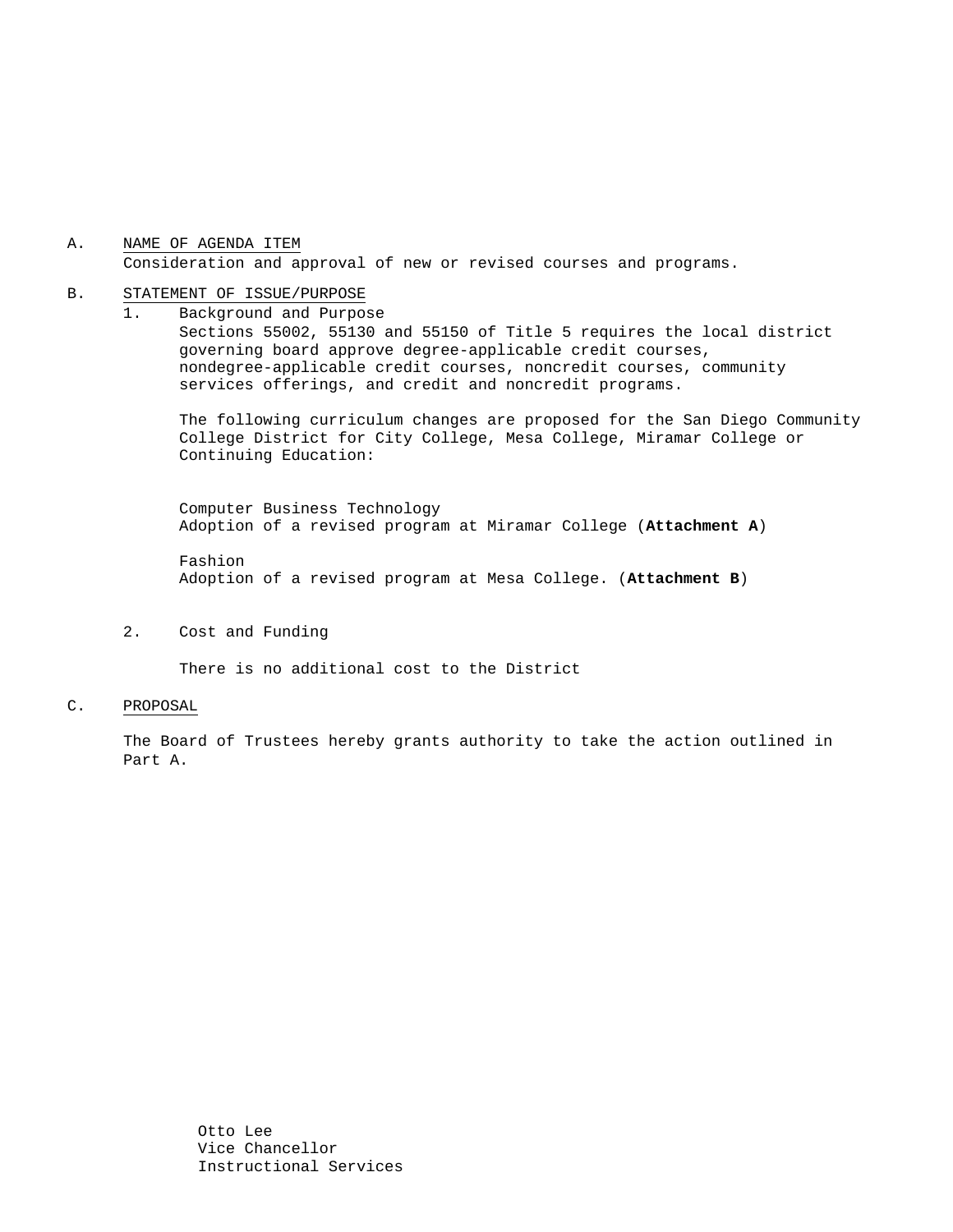A. NAME OF AGENDA ITEM

Consideration and approval of new or revised courses and programs.

B. STATEMENT OF ISSUE/PURPOSE

1. Background and Purpose

   Sections 55002, 55130 and 55150 of Title 5 requires the local district governing board approve degree-applicable credit courses, nondegree-applicable credit courses, noncredit courses, community services offerings, and credit and noncredit programs.

   The following curriculum changes are proposed for the San Diego Community College District for City College, Mesa College, Miramar College or Continuing Education:

   Computer Business Technology
   Adoption of a revised program at Miramar College (**Attachment A**)

   Fashion
   Adoption of a revised program at Mesa College. (**Attachment B**)

2. Cost and Funding

   There is no additional cost to the District

C. PROPOSAL

The Board of Trustees hereby grants authority to take the action outlined in Part A.

Otto Lee
Vice Chancellor
Instructional Services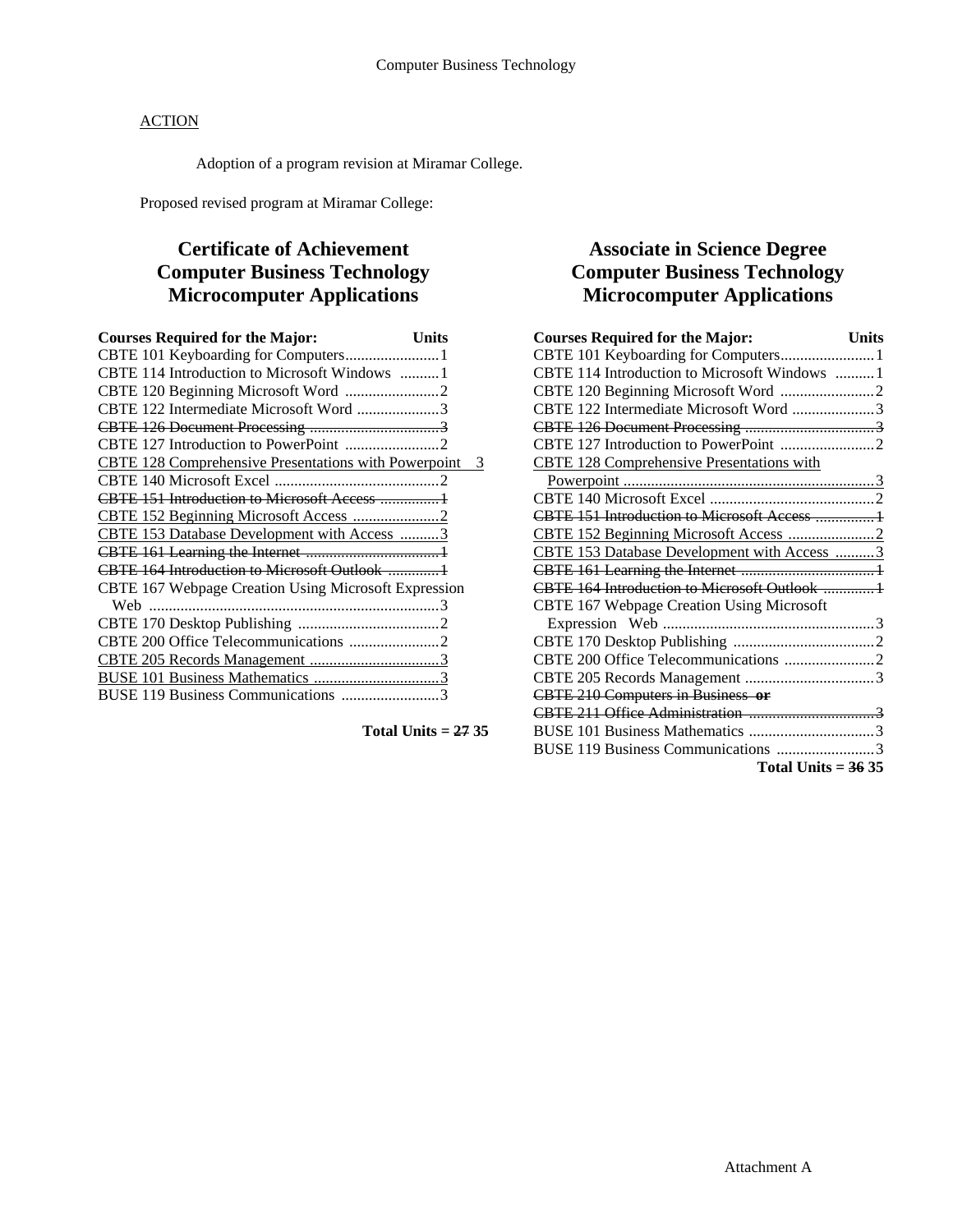Computer Business Technology

<u>ACTION</u>

Adoption of a program revision at Miramar College.

Proposed revised program at Miramar College:

## Certificate of Achievement
## Computer Business Technology
## Microcomputer Applications

| Courses Required for the Major: | Units |
|---|---|
| CBTE 101 Keyboarding for Computers | 1 |
| CBTE 114 Introduction to Microsoft Windows | 1 |
| CBTE 120 Beginning Microsoft Word | 2 |
| CBTE 122 Intermediate Microsoft Word | 3 |
| ~~CBTE 126 Document Processing~~ | ~~3~~ |
| CBTE 127 Introduction to PowerPoint | 2 |
| <u>CBTE 128 Comprehensive Presentations with Powerpoint</u> | <u>3</u> |
| CBTE 140 Microsoft Excel | 2 |
| ~~CBTE 151 Introduction to Microsoft Access~~ | ~~1~~ |
| <u>CBTE 152 Beginning Microsoft Access</u> | <u>2</u> |
| <u>CBTE 153 Database Development with Access</u> | <u>3</u> |
| ~~CBTE 161 Learning the Internet~~ | ~~1~~ |
| ~~CBTE 164 Introduction to Microsoft Outlook~~ | ~~1~~ |
| CBTE 167 Webpage Creation Using Microsoft Expression Web | 3 |
| CBTE 170 Desktop Publishing | 2 |
| CBTE 200 Office Telecommunications | 2 |
| <u>CBTE 205 Records Management</u> | <u>3</u> |
| <u>BUSE 101 Business Mathematics</u> | <u>3</u> |
| BUSE 119 Business Communications | 3 |

**Total Units = ~~27~~ 35**

## Associate in Science Degree
## Computer Business Technology
## Microcomputer Applications

| Courses Required for the Major: | Units |
|---|---|
| CBTE 101 Keyboarding for Computers | 1 |
| CBTE 114 Introduction to Microsoft Windows | 1 |
| CBTE 120 Beginning Microsoft Word | 2 |
| CBTE 122 Intermediate Microsoft Word | 3 |
| ~~CBTE 126 Document Processing~~ | ~~3~~ |
| CBTE 127 Introduction to PowerPoint | 2 |
| <u>CBTE 128 Comprehensive Presentations with Powerpoint</u> | <u>3</u> |
| CBTE 140 Microsoft Excel | 2 |
| ~~CBTE 151 Introduction to Microsoft Access~~ | ~~1~~ |
| <u>CBTE 152 Beginning Microsoft Access</u> | <u>2</u> |
| <u>CBTE 153 Database Development with Access</u> | <u>3</u> |
| ~~CBTE 161 Learning the Internet~~ | ~~1~~ |
| ~~CBTE 164 Introduction to Microsoft Outlook~~ | ~~1~~ |
| CBTE 167 Webpage Creation Using Microsoft Expression Web | 3 |
| CBTE 170 Desktop Publishing | 2 |
| CBTE 200 Office Telecommunications | 2 |
| CBTE 205 Records Management | 3 |
| ~~CBTE 210 Computers in Business **or**~~ | |
| ~~CBTE 211 Office Administration~~ | ~~3~~ |
| BUSE 101 Business Mathematics | 3 |
| BUSE 119 Business Communications | 3 |

**Total Units = ~~36~~ 35**

Attachment A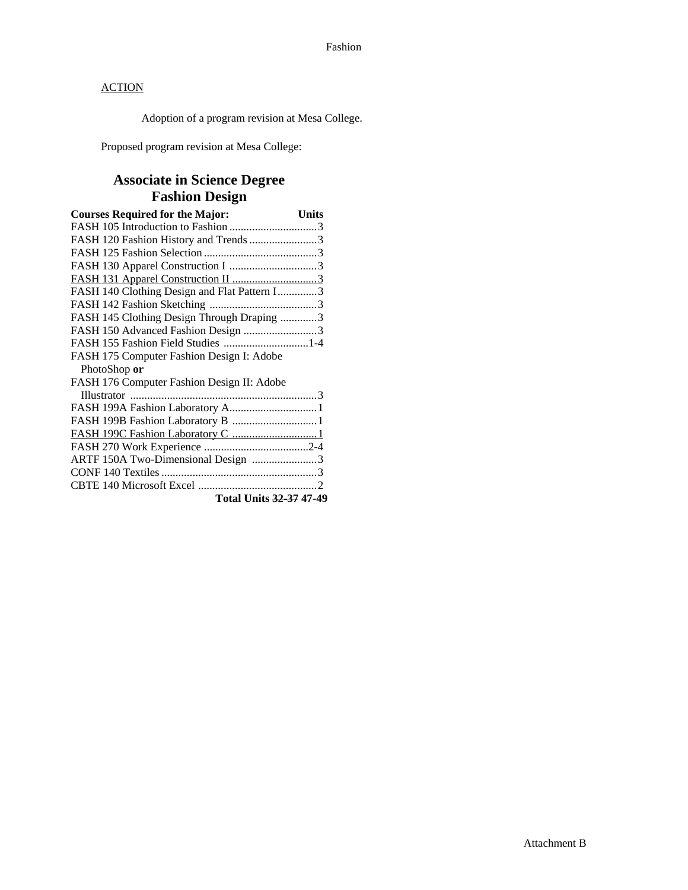ACTION

Adoption of a program revision at Mesa College.

Proposed program revision at Mesa College:

## Associate in Science Degree
## Fashion Design

| Courses Required for the Major: | Units |
|---|---|
| FASH 105 Introduction to Fashion | 3 |
| FASH 120 Fashion History and Trends | 3 |
| FASH 125 Fashion Selection | 3 |
| FASH 130 Apparel Construction I | 3 |
| <u>FASH 131 Apparel Construction II</u> | <u>3</u> |
| FASH 140 Clothing Design and Flat Pattern I | 3 |
| FASH 142 Fashion Sketching | 3 |
| FASH 145 Clothing Design Through Draping | 3 |
| FASH 150 Advanced Fashion Design | 3 |
| FASH 155 Fashion Field Studies | 1-4 |
| FASH 175 Computer Fashion Design I: Adobe PhotoShop **or** FASH 176 Computer Fashion Design II: Adobe Illustrator | 3 |
| FASH 199A Fashion Laboratory A | 1 |
| FASH 199B Fashion Laboratory B | 1 |
| <u>FASH 199C Fashion Laboratory C</u> | <u>1</u> |
| FASH 270 Work Experience | 2-4 |
| ARTF 150A Two-Dimensional Design | 3 |
| CONF 140 Textiles | 3 |
| CBTE 140 Microsoft Excel | 2 |
| **Total Units** | **~~32-37~~ 47-49** |